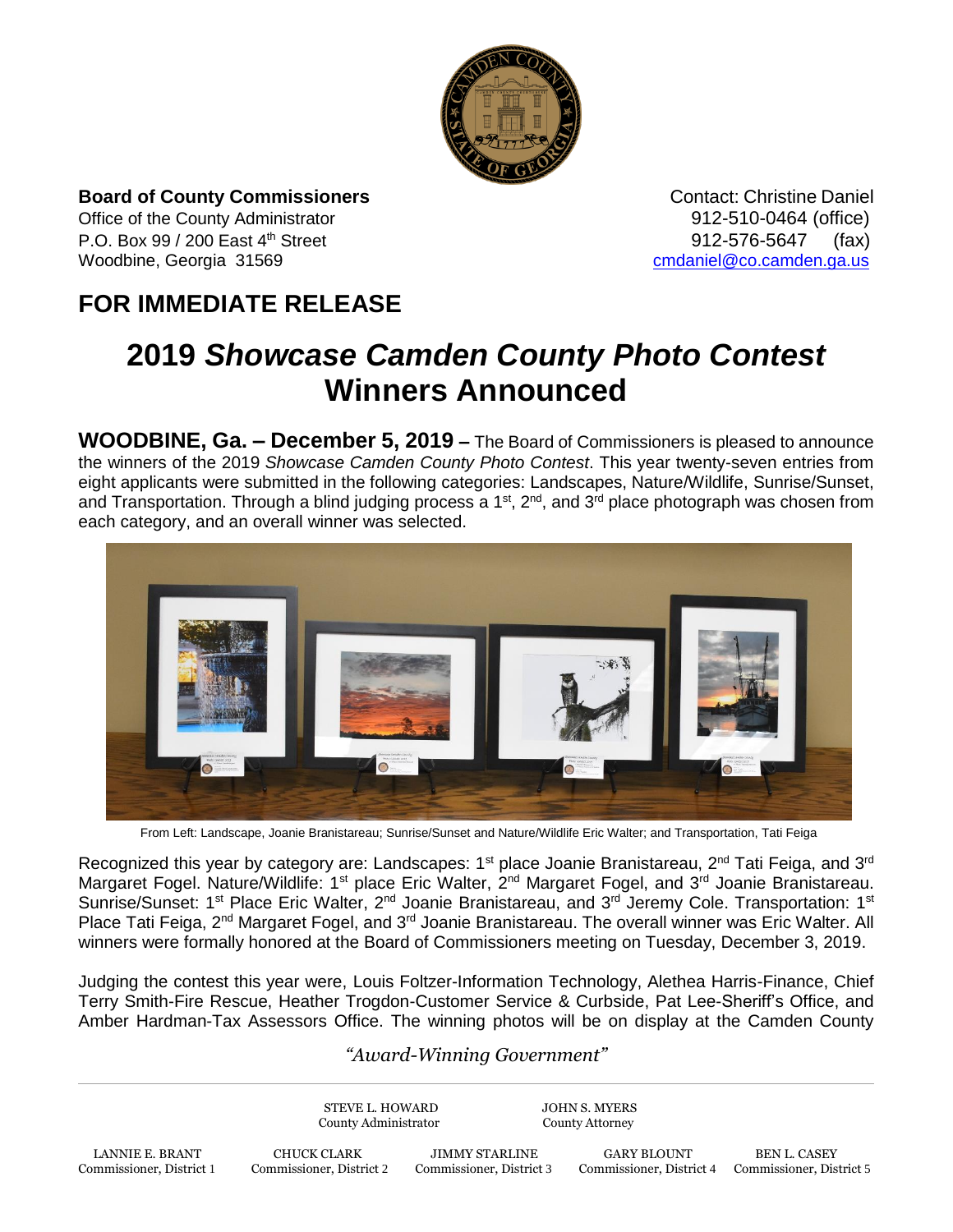**Board of County Commissioners**
Office of the County Administrator
P.O. Box 99 / 200 East 4th Street
Woodbine, Georgia 31569

Contact: Christine Daniel
912-510-0464 (office)
912-576-5647 (fax)
cmdaniel@co.camden.ga.us

## FOR IMMEDIATE RELEASE

# 2019 *Showcase Camden County Photo Contest* Winners Announced

**WOODBINE, Ga. – December 5, 2019 –** The Board of Commissioners is pleased to announce the winners of the 2019 *Showcase Camden County Photo Contest*. This year twenty-seven entries from eight applicants were submitted in the following categories: Landscapes, Nature/Wildlife, Sunrise/Sunset, and Transportation. Through a blind judging process a 1st, 2nd, and 3rd place photograph was chosen from each category, and an overall winner was selected.

From Left: Landscape, Joanie Branistareau; Sunrise/Sunset and Nature/Wildlife Eric Walter; and Transportation, Tati Feiga

Recognized this year by category are: Landscapes: 1st place Joanie Branistareau, 2nd Tati Feiga, and 3rd Margaret Fogel. Nature/Wildlife: 1st place Eric Walter, 2nd Margaret Fogel, and 3rd Joanie Branistareau. Sunrise/Sunset: 1st Place Eric Walter, 2nd Joanie Branistareau, and 3rd Jeremy Cole. Transportation: 1st Place Tati Feiga, 2nd Margaret Fogel, and 3rd Joanie Branistareau. The overall winner was Eric Walter. All winners were formally honored at the Board of Commissioners meeting on Tuesday, December 3, 2019.

Judging the contest this year were, Louis Foltzer-Information Technology, Alethea Harris-Finance, Chief Terry Smith-Fire Rescue, Heather Trogdon-Customer Service & Curbside, Pat Lee-Sheriff's Office, and Amber Hardman-Tax Assessors Office. The winning photos will be on display at the Camden County

*"Award-Winning Government"*

STEVE L. HOWARD, County Administrator
JOHN S. MYERS, County Attorney

LANNIE E. BRANT, Commissioner, District 1
CHUCK CLARK, Commissioner, District 2
JIMMY STARLINE, Commissioner, District 3
GARY BLOUNT, Commissioner, District 4
BEN L. CASEY, Commissioner, District 5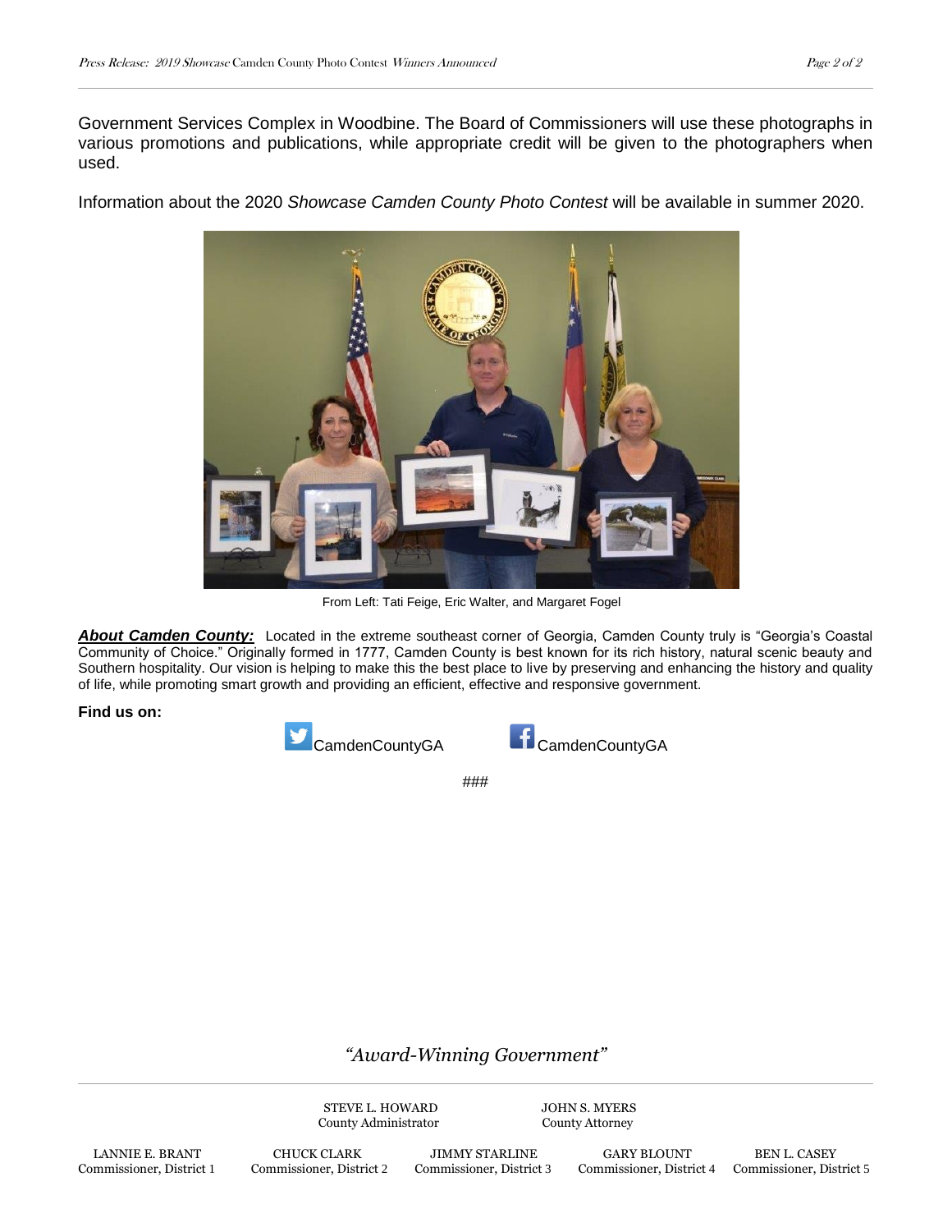Government Services Complex in Woodbine. The Board of Commissioners will use these photographs in various promotions and publications, while appropriate credit will be given to the photographers when used.

Information about the 2020 *Showcase Camden County Photo Contest* will be available in summer 2020.

From Left: Tati Feige, Eric Walter, and Margaret Fogel

***About Camden County:*** Located in the extreme southeast corner of Georgia, Camden County truly is "Georgia's Coastal Community of Choice." Originally formed in 1777, Camden County is best known for its rich history, natural scenic beauty and Southern hospitality. Our vision is helping to make this the best place to live by preserving and enhancing the history and quality of life, while promoting smart growth and providing an efficient, effective and responsive government.

**Find us on:**

CamdenCountyGA CamdenCountyGA

###

*"Award-Winning Government"*

STEVE L. HOWARD
County Administrator

JOHN S. MYERS
County Attorney

LANNIE E. BRANT
Commissioner, District 1

CHUCK CLARK
Commissioner, District 2

JIMMY STARLINE
Commissioner, District 3

GARY BLOUNT
Commissioner, District 4

BEN L. CASEY
Commissioner, District 5